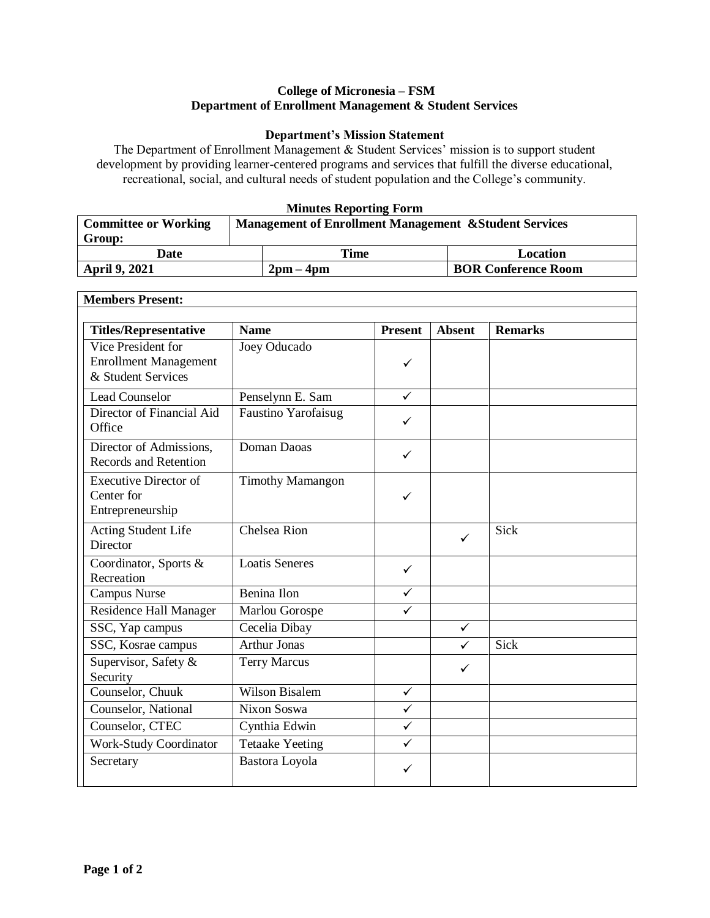**College of Micronesia – FSM**
**Department of Enrollment Management & Student Services**

**Department's Mission Statement**

The Department of Enrollment Management & Student Services' mission is to support student development by providing learner-centered programs and services that fulfill the diverse educational, recreational, social, and cultural needs of student population and the College's community.

**Minutes Reporting Form**

| **Committee or Working Group:** | **Management of Enrollment Management &Student Services** | |
|---|---|---|
| **Date** | **Time** | **Location** |
| **April 9, 2021** | **2pm – 4pm** | **BOR Conference Room** |

**Members Present:**

| Titles/Representative | Name | Present | Absent | Remarks |
|---|---|---|---|---|
| Vice President for Enrollment Management & Student Services | Joey Oducado | ✓ | | |
| Lead Counselor | Penselynn E. Sam | ✓ | | |
| Director of Financial Aid Office | Faustino Yarofaisug | ✓ | | |
| Director of Admissions, Records and Retention | Doman Daoas | ✓ | | |
| Executive Director of Center for Entrepreneurship | Timothy Mamangon | ✓ | | |
| Acting Student Life Director | Chelsea Rion | | ✓ | Sick |
| Coordinator, Sports & Recreation | Loatis Seneres | ✓ | | |
| Campus Nurse | Benina Ilon | ✓ | | |
| Residence Hall Manager | Marlou Gorospe | ✓ | | |
| SSC, Yap campus | Cecelia Dibay | | ✓ | |
| SSC, Kosrae campus | Arthur Jonas | | ✓ | Sick |
| Supervisor, Safety & Security | Terry Marcus | | ✓ | |
| Counselor, Chuuk | Wilson Bisalem | ✓ | | |
| Counselor, National | Nixon Soswa | ✓ | | |
| Counselor, CTEC | Cynthia Edwin | ✓ | | |
| Work-Study Coordinator | Tetaake Yeeting | ✓ | | |
| Secretary | Bastora Loyola | ✓ | | |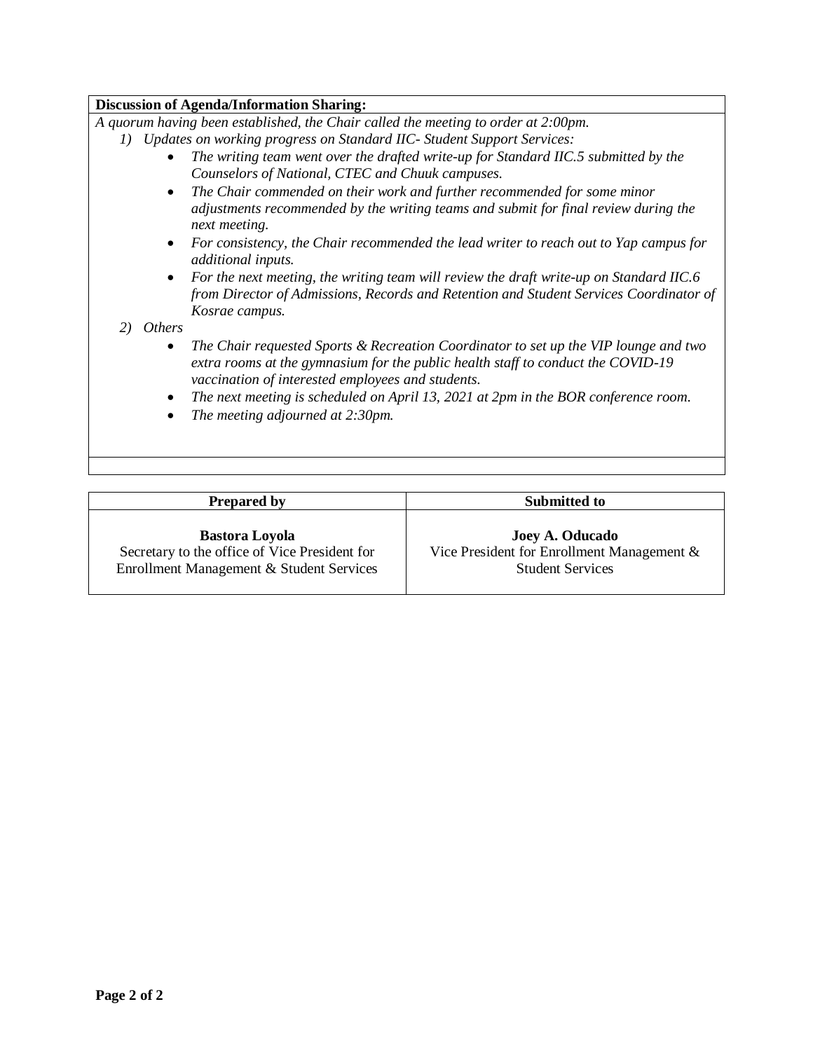**Discussion of Agenda/Information Sharing:**

*A quorum having been established, the Chair called the meeting to order at 2:00pm.*

1) *Updates on working progress on Standard IIC- Student Support Services:*
   - *The writing team went over the drafted write-up for Standard IIC.5 submitted by the Counselors of National, CTEC and Chuuk campuses.*
   - *The Chair commended on their work and further recommended for some minor adjustments recommended by the writing teams and submit for final review during the next meeting.*
   - *For consistency, the Chair recommended the lead writer to reach out to Yap campus for additional inputs.*
   - *For the next meeting, the writing team will review the draft write-up on Standard IIC.6 from Director of Admissions, Records and Retention and Student Services Coordinator of Kosrae campus.*
2) *Others*
   - *The Chair requested Sports & Recreation Coordinator to set up the VIP lounge and two extra rooms at the gymnasium for the public health staff to conduct the COVID-19 vaccination of interested employees and students.*
   - *The next meeting is scheduled on April 13, 2021 at 2pm in the BOR conference room.*
   - *The meeting adjourned at 2:30pm.*

| Prepared by | Submitted to |
| --- | --- |
| **Bastora Loyola**<br>Secretary to the office of Vice President for Enrollment Management & Student Services | **Joey A. Oducado**<br>Vice President for Enrollment Management & Student Services |